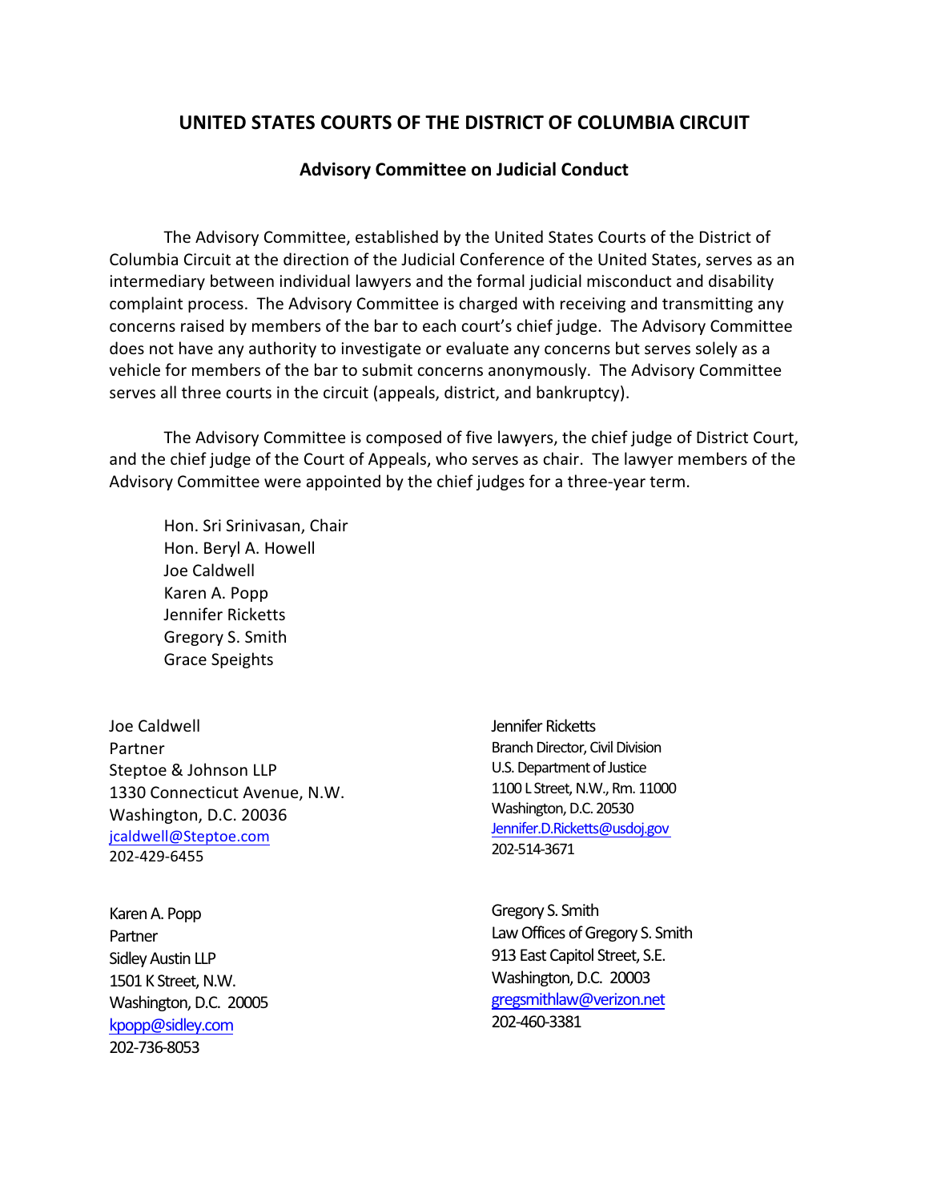# UNITED STATES COURTS OF THE DISTRICT OF COLUMBIA CIRCUIT

## Advisory Committee on Judicial Conduct

The Advisory Committee, established by the United States Courts of the District of Columbia Circuit at the direction of the Judicial Conference of the United States, serves as an intermediary between individual lawyers and the formal judicial misconduct and disability complaint process. The Advisory Committee is charged with receiving and transmitting any concerns raised by members of the bar to each court's chief judge. The Advisory Committee does not have any authority to investigate or evaluate any concerns but serves solely as a vehicle for members of the bar to submit concerns anonymously. The Advisory Committee serves all three courts in the circuit (appeals, district, and bankruptcy).

The Advisory Committee is composed of five lawyers, the chief judge of District Court, and the chief judge of the Court of Appeals, who serves as chair. The lawyer members of the Advisory Committee were appointed by the chief judges for a three-year term.

Hon. Sri Srinivasan, Chair
Hon. Beryl A. Howell
Joe Caldwell
Karen A. Popp
Jennifer Ricketts
Gregory S. Smith
Grace Speights

Joe Caldwell
Partner
Steptoe & Johnson LLP
1330 Connecticut Avenue, N.W.
Washington, D.C. 20036
jcaldwell@Steptoe.com
202-429-6455

Karen A. Popp
Partner
Sidley Austin LLP
1501 K Street, N.W.
Washington, D.C. 20005
kpopp@sidley.com
202-736-8053

Jennifer Ricketts
Branch Director, Civil Division
U.S. Department of Justice
1100 L Street, N.W., Rm. 11000
Washington, D.C. 20530
Jennifer.D.Ricketts@usdoj.gov
202-514-3671

Gregory S. Smith
Law Offices of Gregory S. Smith
913 East Capitol Street, S.E.
Washington, D.C. 20003
gregsmithlaw@verizon.net
202-460-3381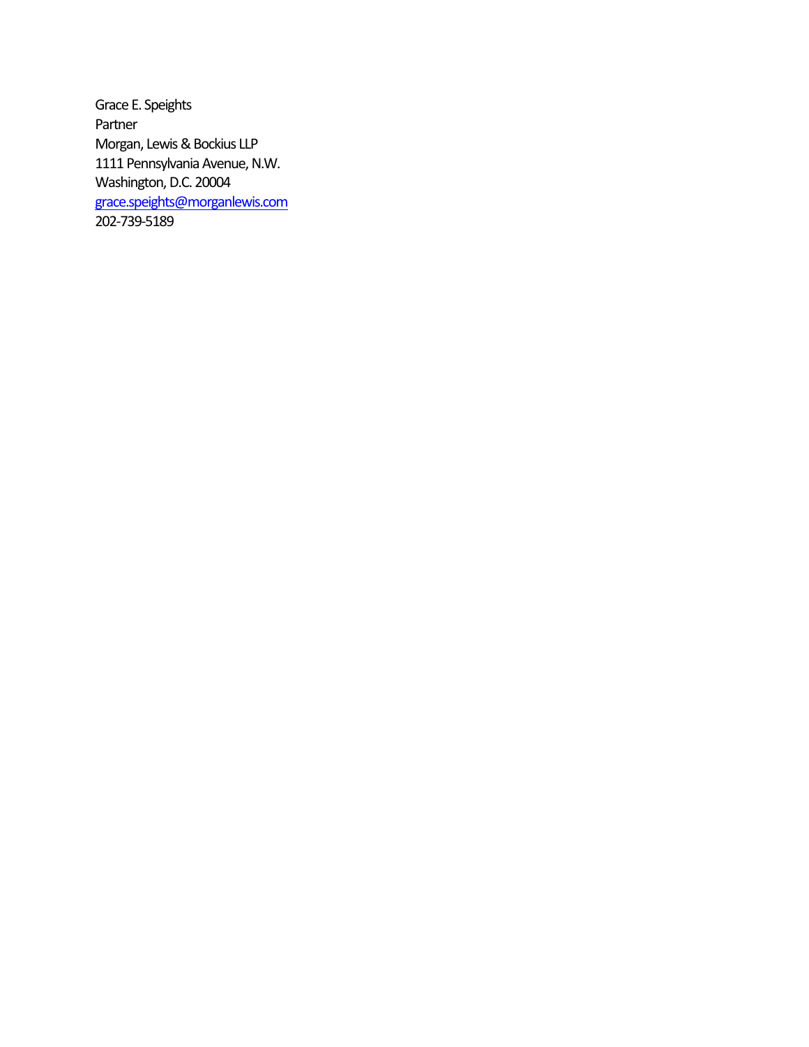Grace E. Speights  
Partner  
Morgan, Lewis & Bockius LLP  
1111 Pennsylvania Avenue, N.W.  
Washington, D.C. 20004  
grace.speights@morganlewis.com  
202-739-5189